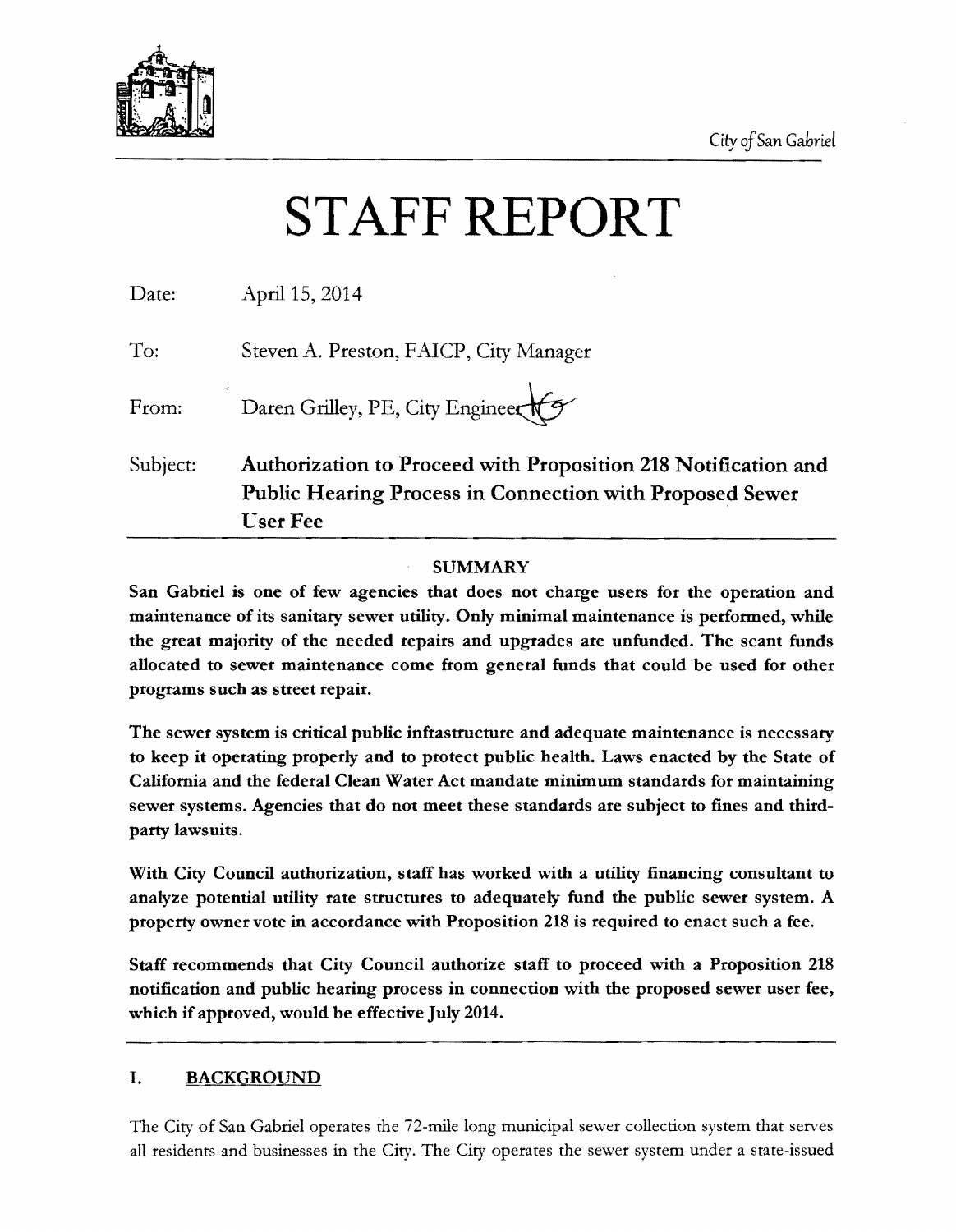City of San Gabriel

# STAFF REPORT

Date: April 15, 2014

To: Steven A. Preston, FAICP, City Manager

From: Daren Grilley, PE, City Engineer

Subject: **Authorization to Proceed with Proposition 218 Notification and Public Hearing Process in Connection with Proposed Sewer User Fee**

## SUMMARY

**San Gabriel is one of few agencies that does not charge users for the operation and maintenance of its sanitary sewer utility. Only minimal maintenance is performed, while the great majority of the needed repairs and upgrades are unfunded. The scant funds allocated to sewer maintenance come from general funds that could be used for other programs such as street repair.**

**The sewer system is critical public infrastructure and adequate maintenance is necessary to keep it operating properly and to protect public health. Laws enacted by the State of California and the federal Clean Water Act mandate minimum standards for maintaining sewer systems. Agencies that do not meet these standards are subject to fines and third-party lawsuits.**

**With City Council authorization, staff has worked with a utility financing consultant to analyze potential utility rate structures to adequately fund the public sewer system. A property owner vote in accordance with Proposition 218 is required to enact such a fee.**

**Staff recommends that City Council authorize staff to proceed with a Proposition 218 notification and public hearing process in connection with the proposed sewer user fee, which if approved, would be effective July 2014.**

## I. BACKGROUND

The City of San Gabriel operates the 72-mile long municipal sewer collection system that serves all residents and businesses in the City. The City operates the sewer system under a state-issued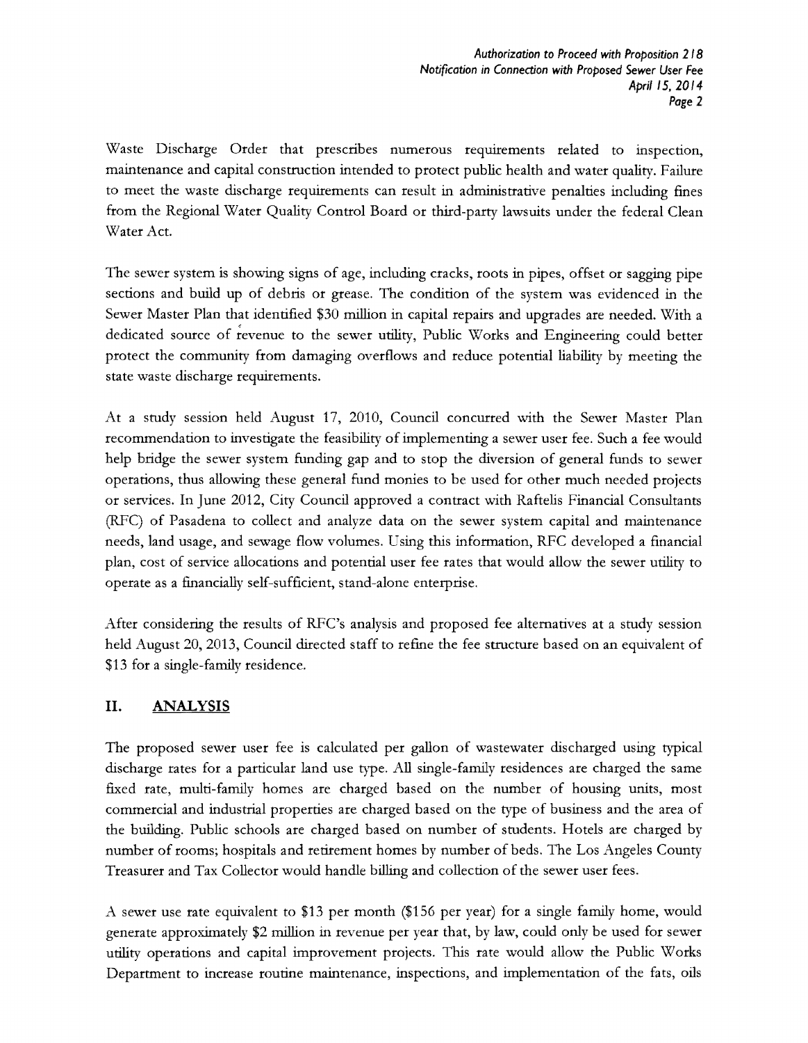Waste Discharge Order that prescribes numerous requirements related to inspection, maintenance and capital construction intended to protect public health and water quality. Failure to meet the waste discharge requirements can result in administrative penalties including fines from the Regional Water Quality Control Board or third-party lawsuits under the federal Clean Water Act.

The sewer system is showing signs of age, including cracks, roots in pipes, offset or sagging pipe sections and build up of debris or grease. The condition of the system was evidenced in the Sewer Master Plan that identified $30 million in capital repairs and upgrades are needed. With a dedicated source of revenue to the sewer utility, Public Works and Engineering could better protect the community from damaging overflows and reduce potential liability by meeting the state waste discharge requirements.

At a study session held August 17, 2010, Council concurred with the Sewer Master Plan recommendation to investigate the feasibility of implementing a sewer user fee. Such a fee would help bridge the sewer system funding gap and to stop the diversion of general funds to sewer operations, thus allowing these general fund monies to be used for other much needed projects or services. In June 2012, City Council approved a contract with Raftelis Financial Consultants (RFC) of Pasadena to collect and analyze data on the sewer system capital and maintenance needs, land usage, and sewage flow volumes. Using this information, RFC developed a financial plan, cost of service allocations and potential user fee rates that would allow the sewer utility to operate as a financially self-sufficient, stand-alone enterprise.

After considering the results of RFC's analysis and proposed fee alternatives at a study session held August 20, 2013, Council directed staff to refine the fee structure based on an equivalent of $13 for a single-family residence.

## II. ANALYSIS

The proposed sewer user fee is calculated per gallon of wastewater discharged using typical discharge rates for a particular land use type. All single-family residences are charged the same fixed rate, multi-family homes are charged based on the number of housing units, most commercial and industrial properties are charged based on the type of business and the area of the building. Public schools are charged based on number of students. Hotels are charged by number of rooms; hospitals and retirement homes by number of beds. The Los Angeles County Treasurer and Tax Collector would handle billing and collection of the sewer user fees.

A sewer use rate equivalent to $13 per month ($156 per year) for a single family home, would generate approximately $2 million in revenue per year that, by law, could only be used for sewer utility operations and capital improvement projects. This rate would allow the Public Works Department to increase routine maintenance, inspections, and implementation of the fats, oils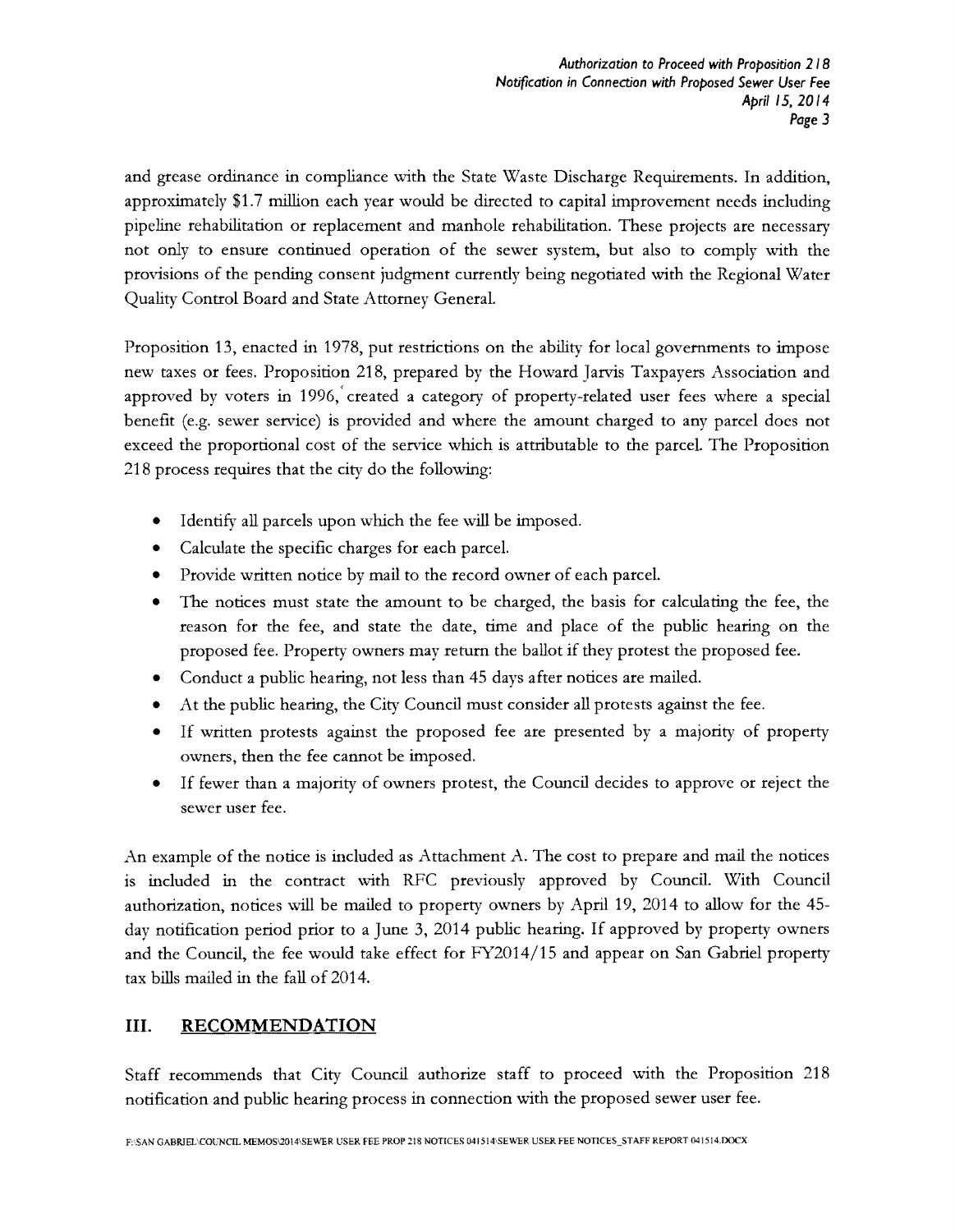and grease ordinance in compliance with the State Waste Discharge Requirements. In addition, approximately $1.7 million each year would be directed to capital improvement needs including pipeline rehabilitation or replacement and manhole rehabilitation. These projects are necessary not only to ensure continued operation of the sewer system, but also to comply with the provisions of the pending consent judgment currently being negotiated with the Regional Water Quality Control Board and State Attorney General.

Proposition 13, enacted in 1978, put restrictions on the ability for local governments to impose new taxes or fees. Proposition 218, prepared by the Howard Jarvis Taxpayers Association and approved by voters in 1996, created a category of property-related user fees where a special benefit (e.g. sewer service) is provided and where the amount charged to any parcel does not exceed the proportional cost of the service which is attributable to the parcel. The Proposition 218 process requires that the city do the following:

- Identify all parcels upon which the fee will be imposed.
- Calculate the specific charges for each parcel.
- Provide written notice by mail to the record owner of each parcel.
- The notices must state the amount to be charged, the basis for calculating the fee, the reason for the fee, and state the date, time and place of the public hearing on the proposed fee. Property owners may return the ballot if they protest the proposed fee.
- Conduct a public hearing, not less than 45 days after notices are mailed.
- At the public hearing, the City Council must consider all protests against the fee.
- If written protests against the proposed fee are presented by a majority of property owners, then the fee cannot be imposed.
- If fewer than a majority of owners protest, the Council decides to approve or reject the sewer user fee.

An example of the notice is included as Attachment A. The cost to prepare and mail the notices is included in the contract with RFC previously approved by Council. With Council authorization, notices will be mailed to property owners by April 19, 2014 to allow for the 45-day notification period prior to a June 3, 2014 public hearing. If approved by property owners and the Council, the fee would take effect for FY2014/15 and appear on San Gabriel property tax bills mailed in the fall of 2014.

## III. RECOMMENDATION

Staff recommends that City Council authorize staff to proceed with the Proposition 218 notification and public hearing process in connection with the proposed sewer user fee.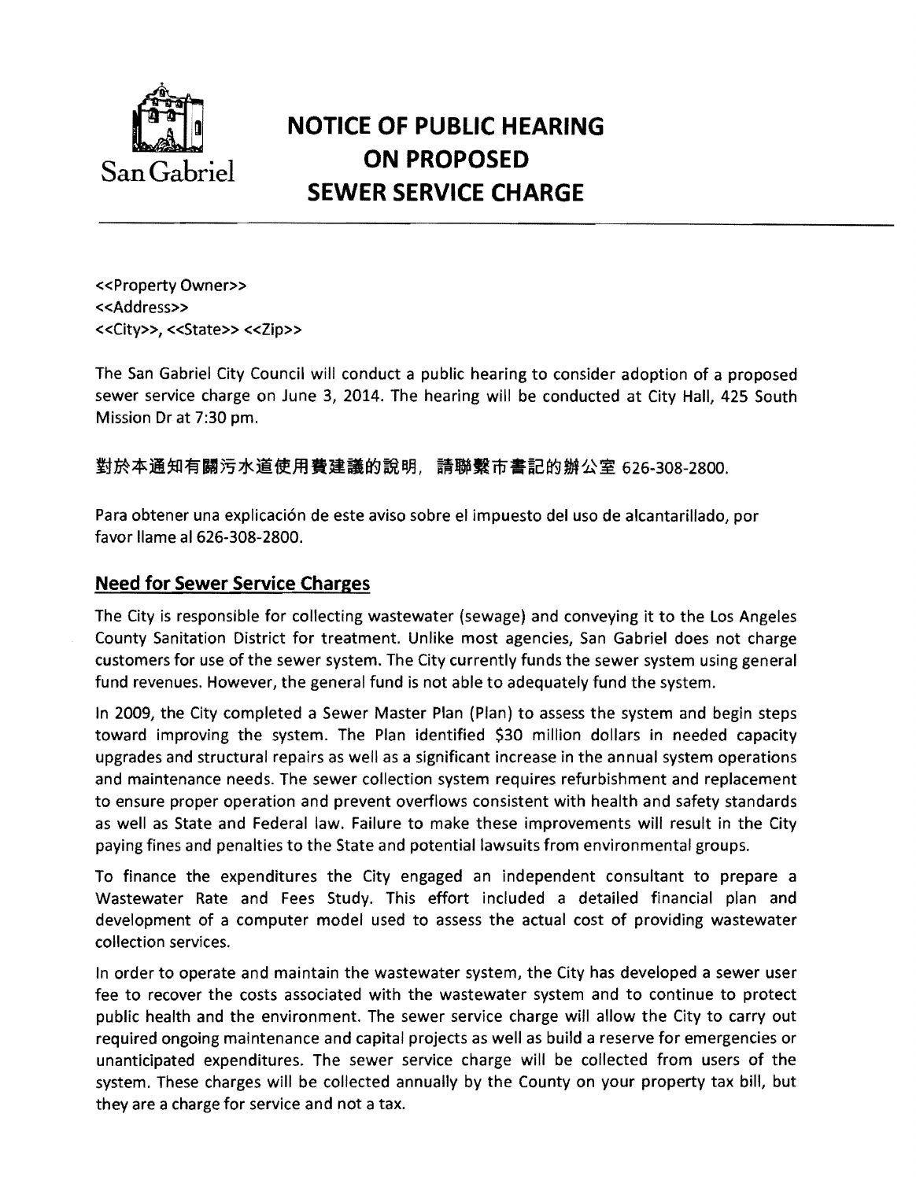San Gabriel

# NOTICE OF PUBLIC HEARING ON PROPOSED SEWER SERVICE CHARGE

<<Property Owner>>
<<Address>>
<<City>>, <<State>> <<Zip>>

The San Gabriel City Council will conduct a public hearing to consider adoption of a proposed sewer service charge on June 3, 2014. The hearing will be conducted at City Hall, 425 South Mission Dr at 7:30 pm.

對於本通知有關污水道使用費建議的說明，請聯繫市書記的辦公室 626-308-2800.

Para obtener una explicación de este aviso sobre el impuesto del uso de alcantarillado, por favor llame al 626-308-2800.

## Need for Sewer Service Charges

The City is responsible for collecting wastewater (sewage) and conveying it to the Los Angeles County Sanitation District for treatment. Unlike most agencies, San Gabriel does not charge customers for use of the sewer system. The City currently funds the sewer system using general fund revenues. However, the general fund is not able to adequately fund the system.

In 2009, the City completed a Sewer Master Plan (Plan) to assess the system and begin steps toward improving the system. The Plan identified $30 million dollars in needed capacity upgrades and structural repairs as well as a significant increase in the annual system operations and maintenance needs. The sewer collection system requires refurbishment and replacement to ensure proper operation and prevent overflows consistent with health and safety standards as well as State and Federal law. Failure to make these improvements will result in the City paying fines and penalties to the State and potential lawsuits from environmental groups.

To finance the expenditures the City engaged an independent consultant to prepare a Wastewater Rate and Fees Study. This effort included a detailed financial plan and development of a computer model used to assess the actual cost of providing wastewater collection services.

In order to operate and maintain the wastewater system, the City has developed a sewer user fee to recover the costs associated with the wastewater system and to continue to protect public health and the environment. The sewer service charge will allow the City to carry out required ongoing maintenance and capital projects as well as build a reserve for emergencies or unanticipated expenditures. The sewer service charge will be collected from users of the system. These charges will be collected annually by the County on your property tax bill, but they are a charge for service and not a tax.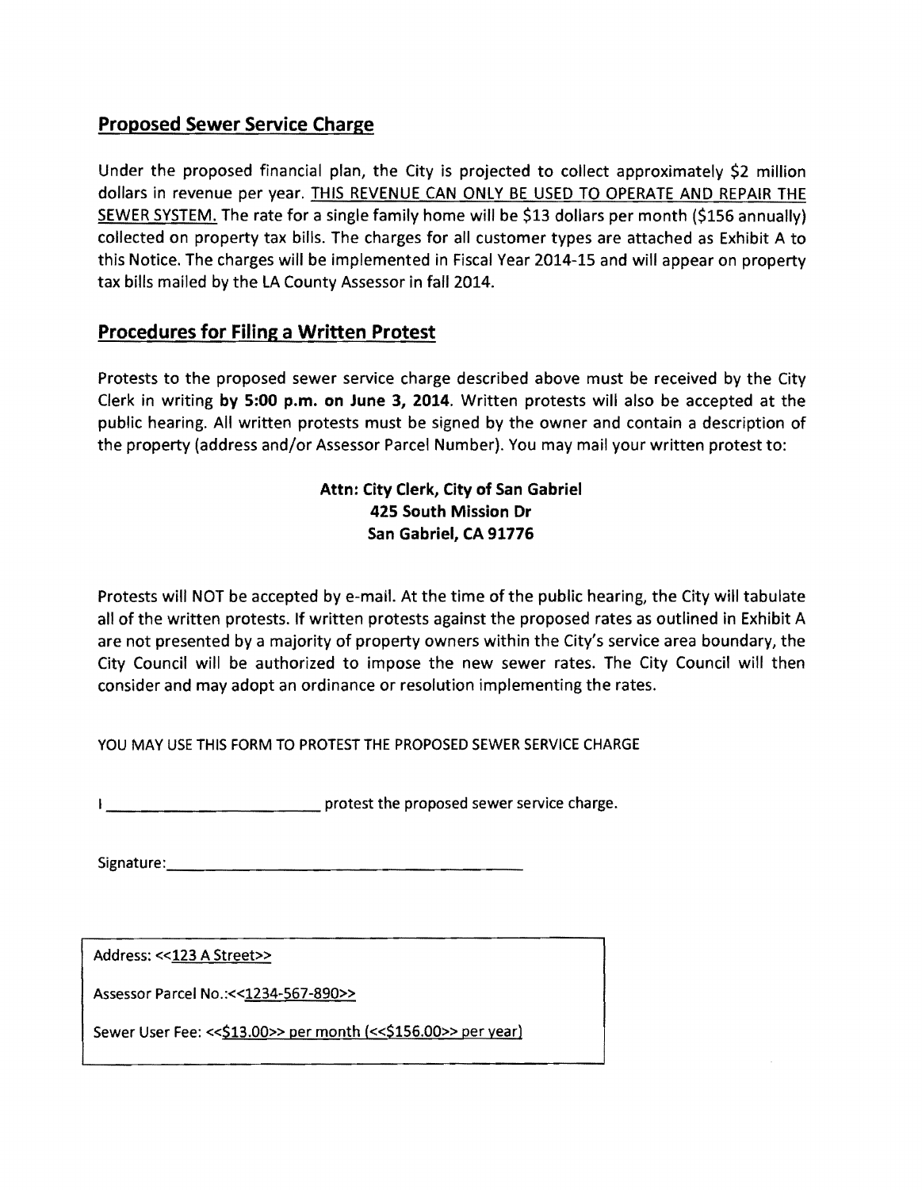## Proposed Sewer Service Charge

Under the proposed financial plan, the City is projected to collect approximately $2 million dollars in revenue per year. THIS REVENUE CAN ONLY BE USED TO OPERATE AND REPAIR THE SEWER SYSTEM. The rate for a single family home will be $13 dollars per month ($156 annually) collected on property tax bills. The charges for all customer types are attached as Exhibit A to this Notice. The charges will be implemented in Fiscal Year 2014-15 and will appear on property tax bills mailed by the LA County Assessor in fall 2014.

## Procedures for Filing a Written Protest

Protests to the proposed sewer service charge described above must be received by the City Clerk in writing **by 5:00 p.m. on June 3, 2014**. Written protests will also be accepted at the public hearing. All written protests must be signed by the owner and contain a description of the property (address and/or Assessor Parcel Number). You may mail your written protest to:

**Attn: City Clerk, City of San Gabriel**
**425 South Mission Dr**
**San Gabriel, CA 91776**

Protests will NOT be accepted by e-mail. At the time of the public hearing, the City will tabulate all of the written protests. If written protests against the proposed rates as outlined in Exhibit A are not presented by a majority of property owners within the City's service area boundary, the City Council will be authorized to impose the new sewer rates. The City Council will then consider and may adopt an ordinance or resolution implementing the rates.

YOU MAY USE THIS FORM TO PROTEST THE PROPOSED SEWER SERVICE CHARGE

I ________________________ protest the proposed sewer service charge.

Signature:________________________________________

Address: <<123 A Street>>

Assessor Parcel No.:<<1234-567-890>>

Sewer User Fee: <<$13.00>> per month (<<$156.00>> per year)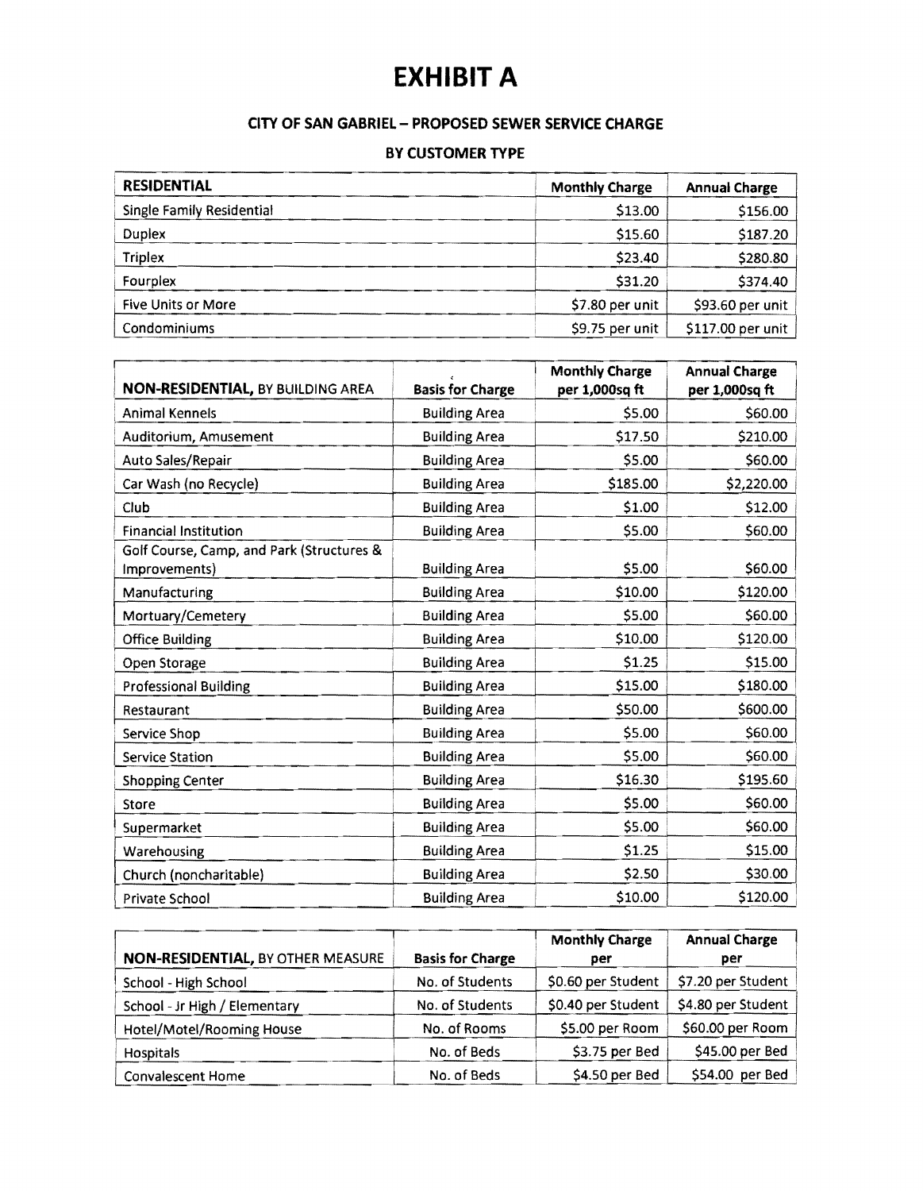# EXHIBIT A

### CITY OF SAN GABRIEL – PROPOSED SEWER SERVICE CHARGE

### BY CUSTOMER TYPE

| RESIDENTIAL | Monthly Charge | Annual Charge |
|---|---|---|
| Single Family Residential | $13.00 | $156.00 |
| Duplex | $15.60 | $187.20 |
| Triplex | $23.40 | $280.80 |
| Fourplex | $31.20 | $374.40 |
| Five Units or More | $7.80 per unit | $93.60 per unit |
| Condominiums | $9.75 per unit | $117.00 per unit |

| NON-RESIDENTIAL, BY BUILDING AREA | Basis for Charge | Monthly Charge per 1,000sq ft | Annual Charge per 1,000sq ft |
|---|---|---|---|
| Animal Kennels | Building Area | $5.00 | $60.00 |
| Auditorium, Amusement | Building Area | $17.50 | $210.00 |
| Auto Sales/Repair | Building Area | $5.00 | $60.00 |
| Car Wash (no Recycle) | Building Area | $185.00 | $2,220.00 |
| Club | Building Area | $1.00 | $12.00 |
| Financial Institution | Building Area | $5.00 | $60.00 |
| Golf Course, Camp, and Park (Structures & Improvements) | Building Area | $5.00 | $60.00 |
| Manufacturing | Building Area | $10.00 | $120.00 |
| Mortuary/Cemetery | Building Area | $5.00 | $60.00 |
| Office Building | Building Area | $10.00 | $120.00 |
| Open Storage | Building Area | $1.25 | $15.00 |
| Professional Building | Building Area | $15.00 | $180.00 |
| Restaurant | Building Area | $50.00 | $600.00 |
| Service Shop | Building Area | $5.00 | $60.00 |
| Service Station | Building Area | $5.00 | $60.00 |
| Shopping Center | Building Area | $16.30 | $195.60 |
| Store | Building Area | $5.00 | $60.00 |
| Supermarket | Building Area | $5.00 | $60.00 |
| Warehousing | Building Area | $1.25 | $15.00 |
| Church (noncharitable) | Building Area | $2.50 | $30.00 |
| Private School | Building Area | $10.00 | $120.00 |

| NON-RESIDENTIAL, BY OTHER MEASURE | Basis for Charge | Monthly Charge per | Annual Charge per |
|---|---|---|---|
| School - High School | No. of Students | $0.60 per Student | $7.20 per Student |
| School - Jr High / Elementary | No. of Students | $0.40 per Student | $4.80 per Student |
| Hotel/Motel/Rooming House | No. of Rooms | $5.00 per Room | $60.00 per Room |
| Hospitals | No. of Beds | $3.75 per Bed | $45.00 per Bed |
| Convalescent Home | No. of Beds | $4.50 per Bed | $54.00 per Bed |